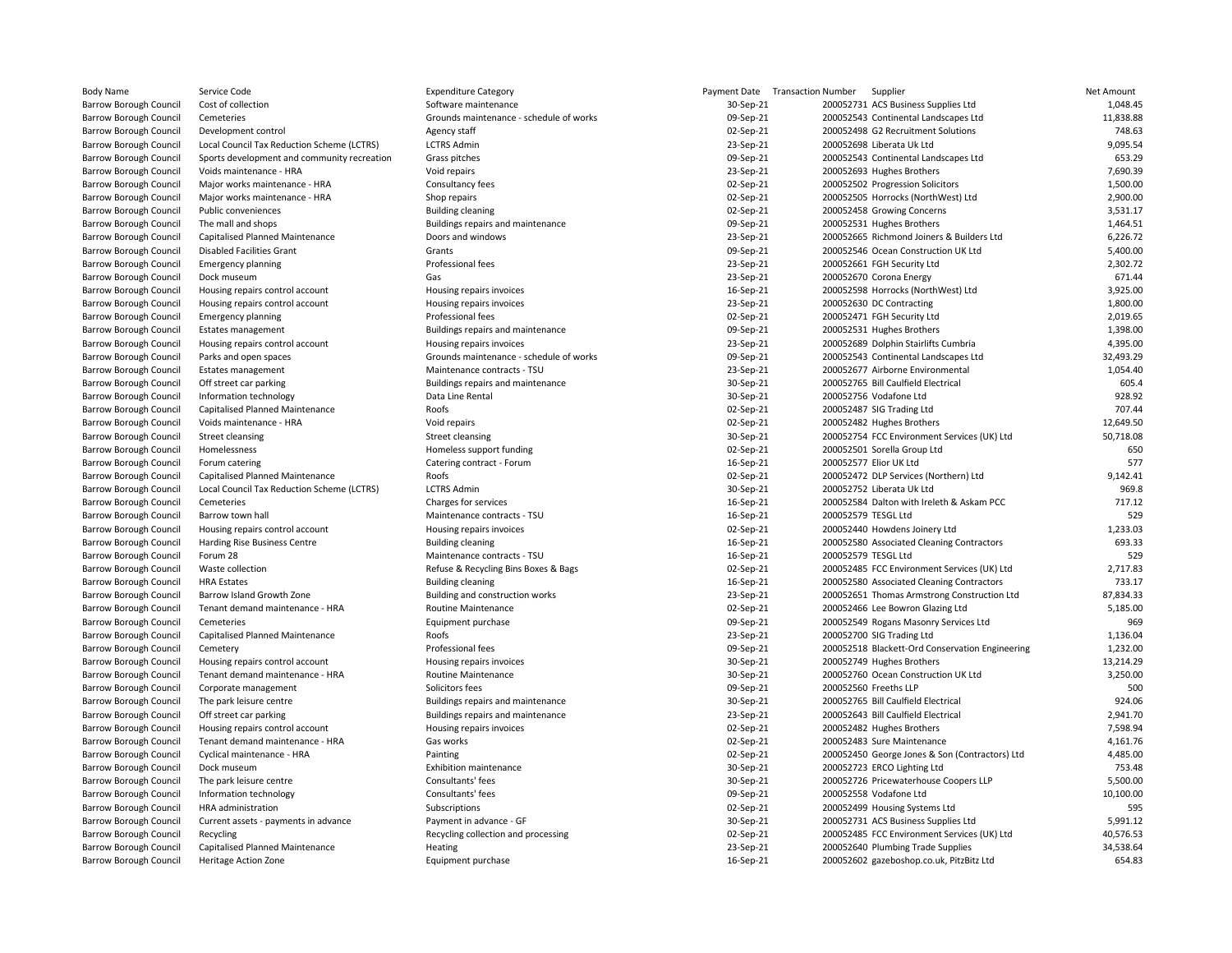| Body Name | Service Code | Expenditure Category | Payment Date | Transaction Number | Supplier | Net Amount |
|---|---|---|---|---|---|---|
| Barrow Borough Council | Cost of collection | Software maintenance | 30-Sep-21 | 200052731 | ACS Business Supplies Ltd | 1,048.45 |
| Barrow Borough Council | Cemeteries | Grounds maintenance - schedule of works | 09-Sep-21 | 200052543 | Continental Landscapes Ltd | 11,838.88 |
| Barrow Borough Council | Development control | Agency staff | 02-Sep-21 | 200052498 | G2 Recruitment Solutions | 748.63 |
| Barrow Borough Council | Local Council Tax Reduction Scheme (LCTRS) | LCTRS Admin | 23-Sep-21 | 200052698 | Liberata Uk Ltd | 9,095.54 |
| Barrow Borough Council | Sports development and community recreation | Grass pitches | 09-Sep-21 | 200052543 | Continental Landscapes Ltd | 653.29 |
| Barrow Borough Council | Voids maintenance - HRA | Void repairs | 23-Sep-21 | 200052693 | Hughes Brothers | 7,690.39 |
| Barrow Borough Council | Major works maintenance - HRA | Consultancy fees | 02-Sep-21 | 200052502 | Progression Solicitors | 1,500.00 |
| Barrow Borough Council | Major works maintenance - HRA | Shop repairs | 02-Sep-21 | 200052505 | Horrocks (NorthWest) Ltd | 2,900.00 |
| Barrow Borough Council | Public conveniences | Building cleaning | 02-Sep-21 | 200052458 | Growing Concerns | 3,531.17 |
| Barrow Borough Council | The mall and shops | Buildings repairs and maintenance | 09-Sep-21 | 200052531 | Hughes Brothers | 1,464.51 |
| Barrow Borough Council | Capitalised Planned Maintenance | Doors and windows | 23-Sep-21 | 200052665 | Richmond Joiners & Builders Ltd | 6,226.72 |
| Barrow Borough Council | Disabled Facilities Grant | Grants | 09-Sep-21 | 200052546 | Ocean Construction UK Ltd | 5,400.00 |
| Barrow Borough Council | Emergency planning | Professional fees | 23-Sep-21 | 200052661 | FGH Security Ltd | 2,302.72 |
| Barrow Borough Council | Dock museum | Gas | 23-Sep-21 | 200052670 | Corona Energy | 671.44 |
| Barrow Borough Council | Housing repairs control account | Housing repairs invoices | 16-Sep-21 | 200052598 | Horrocks (NorthWest) Ltd | 3,925.00 |
| Barrow Borough Council | Housing repairs control account | Housing repairs invoices | 23-Sep-21 | 200052630 | DC Contracting | 1,800.00 |
| Barrow Borough Council | Emergency planning | Professional fees | 02-Sep-21 | 200052471 | FGH Security Ltd | 2,019.65 |
| Barrow Borough Council | Estates management | Buildings repairs and maintenance | 09-Sep-21 | 200052531 | Hughes Brothers | 1,398.00 |
| Barrow Borough Council | Housing repairs control account | Housing repairs invoices | 23-Sep-21 | 200052689 | Dolphin Stairlifts Cumbria | 4,395.00 |
| Barrow Borough Council | Parks and open spaces | Grounds maintenance - schedule of works | 09-Sep-21 | 200052543 | Continental Landscapes Ltd | 32,493.29 |
| Barrow Borough Council | Estates management | Maintenance contracts - TSU | 23-Sep-21 | 200052677 | Airborne Environmental | 1,054.40 |
| Barrow Borough Council | Off street car parking | Buildings repairs and maintenance | 30-Sep-21 | 200052765 | Bill Caulfield Electrical | 605.4 |
| Barrow Borough Council | Information technology | Data Line Rental | 30-Sep-21 | 200052756 | Vodafone Ltd | 928.92 |
| Barrow Borough Council | Capitalised Planned Maintenance | Roofs | 02-Sep-21 | 200052487 | SIG Trading Ltd | 707.44 |
| Barrow Borough Council | Voids maintenance - HRA | Void repairs | 02-Sep-21 | 200052482 | Hughes Brothers | 12,649.50 |
| Barrow Borough Council | Street cleansing | Street cleansing | 30-Sep-21 | 200052754 | FCC Environment Services (UK) Ltd | 50,718.08 |
| Barrow Borough Council | Homelessness | Homeless support funding | 02-Sep-21 | 200052501 | Sorella Group Ltd | 650 |
| Barrow Borough Council | Forum catering | Catering contract - Forum | 16-Sep-21 | 200052577 | Elior UK Ltd | 577 |
| Barrow Borough Council | Capitalised Planned Maintenance | Roofs | 02-Sep-21 | 200052472 | DLP Services (Northern) Ltd | 9,142.41 |
| Barrow Borough Council | Local Council Tax Reduction Scheme (LCTRS) | LCTRS Admin | 30-Sep-21 | 200052752 | Liberata Uk Ltd | 969.8 |
| Barrow Borough Council | Cemeteries | Charges for services | 16-Sep-21 | 200052584 | Dalton with Ireleth & Askam PCC | 717.12 |
| Barrow Borough Council | Barrow town hall | Maintenance contracts - TSU | 16-Sep-21 | 200052579 | TESGL Ltd | 529 |
| Barrow Borough Council | Housing repairs control account | Housing repairs invoices | 02-Sep-21 | 200052440 | Howdens Joinery Ltd | 1,233.03 |
| Barrow Borough Council | Harding Rise Business Centre | Building cleaning | 16-Sep-21 | 200052580 | Associated Cleaning Contractors | 693.33 |
| Barrow Borough Council | Forum 28 | Maintenance contracts - TSU | 16-Sep-21 | 200052579 | TESGL Ltd | 529 |
| Barrow Borough Council | Waste collection | Refuse & Recycling Bins Boxes & Bags | 02-Sep-21 | 200052485 | FCC Environment Services (UK) Ltd | 2,717.83 |
| Barrow Borough Council | HRA Estates | Building cleaning | 16-Sep-21 | 200052580 | Associated Cleaning Contractors | 733.17 |
| Barrow Borough Council | Barrow Island Growth Zone | Building and construction works | 23-Sep-21 | 200052651 | Thomas Armstrong Construction Ltd | 87,834.33 |
| Barrow Borough Council | Tenant demand maintenance - HRA | Routine Maintenance | 02-Sep-21 | 200052466 | Lee Bowron Glazing Ltd | 5,185.00 |
| Barrow Borough Council | Cemeteries | Equipment purchase | 09-Sep-21 | 200052549 | Rogans Masonry Services Ltd | 969 |
| Barrow Borough Council | Capitalised Planned Maintenance | Roofs | 23-Sep-21 | 200052700 | SIG Trading Ltd | 1,136.04 |
| Barrow Borough Council | Cemetery | Professional fees | 09-Sep-21 | 200052518 | Blackett-Ord Conservation Engineering | 1,232.00 |
| Barrow Borough Council | Housing repairs control account | Housing repairs invoices | 30-Sep-21 | 200052749 | Hughes Brothers | 13,214.29 |
| Barrow Borough Council | Tenant demand maintenance - HRA | Routine Maintenance | 30-Sep-21 | 200052760 | Ocean Construction UK Ltd | 3,250.00 |
| Barrow Borough Council | Corporate management | Solicitors fees | 09-Sep-21 | 200052560 | Freeths LLP | 500 |
| Barrow Borough Council | The park leisure centre | Buildings repairs and maintenance | 30-Sep-21 | 200052765 | Bill Caulfield Electrical | 924.06 |
| Barrow Borough Council | Off street car parking | Buildings repairs and maintenance | 23-Sep-21 | 200052643 | Bill Caulfield Electrical | 2,941.70 |
| Barrow Borough Council | Housing repairs control account | Housing repairs invoices | 02-Sep-21 | 200052482 | Hughes Brothers | 7,598.94 |
| Barrow Borough Council | Tenant demand maintenance - HRA | Gas works | 02-Sep-21 | 200052483 | Sure Maintenance | 4,161.76 |
| Barrow Borough Council | Cyclical maintenance - HRA | Painting | 02-Sep-21 | 200052450 | George Jones & Son (Contractors) Ltd | 4,485.00 |
| Barrow Borough Council | Dock museum | Exhibition maintenance | 30-Sep-21 | 200052723 | ERCO Lighting Ltd | 753.48 |
| Barrow Borough Council | The park leisure centre | Consultants' fees | 30-Sep-21 | 200052726 | Pricewaterhouse Coopers LLP | 5,500.00 |
| Barrow Borough Council | Information technology | Consultants' fees | 09-Sep-21 | 200052558 | Vodafone Ltd | 10,100.00 |
| Barrow Borough Council | HRA administration | Subscriptions | 02-Sep-21 | 200052499 | Housing Systems Ltd | 595 |
| Barrow Borough Council | Current assets - payments in advance | Payment in advance - GF | 30-Sep-21 | 200052731 | ACS Business Supplies Ltd | 5,991.12 |
| Barrow Borough Council | Recycling | Recycling collection and processing | 02-Sep-21 | 200052485 | FCC Environment Services (UK) Ltd | 40,576.53 |
| Barrow Borough Council | Capitalised Planned Maintenance | Heating | 23-Sep-21 | 200052640 | Plumbing Trade Supplies | 34,538.64 |
| Barrow Borough Council | Heritage Action Zone | Equipment purchase | 16-Sep-21 | 200052602 | gazeboshop.co.uk, PitzBitz Ltd | 654.83 |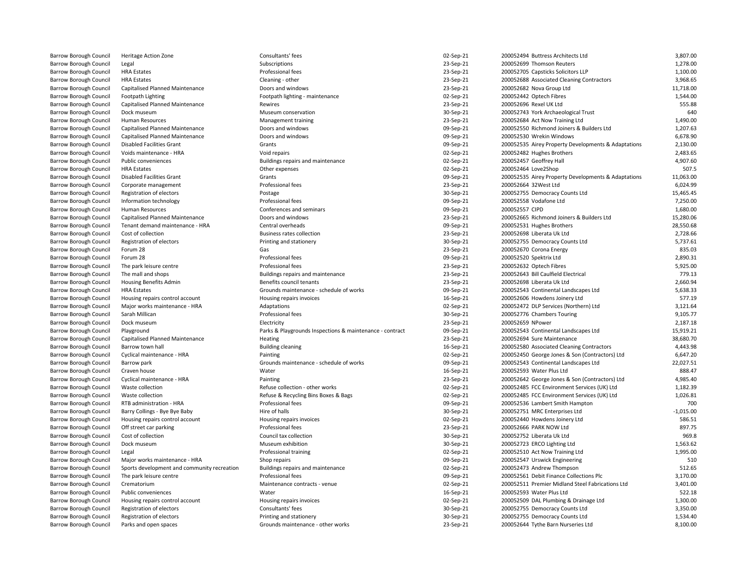| | | | | | | |
|---|---|---|---|---|---|---|
| Barrow Borough Council | Heritage Action Zone | Consultants' fees | 02-Sep-21 | 200052494 | Buttress Architects Ltd | 3,807.00 |
| Barrow Borough Council | Legal | Subscriptions | 23-Sep-21 | 200052699 | Thomson Reuters | 1,278.00 |
| Barrow Borough Council | HRA Estates | Professional fees | 23-Sep-21 | 200052705 | Capsticks Solicitors LLP | 1,100.00 |
| Barrow Borough Council | HRA Estates | Cleaning - other | 23-Sep-21 | 200052688 | Associated Cleaning Contractors | 3,968.65 |
| Barrow Borough Council | Capitalised Planned Maintenance | Doors and windows | 23-Sep-21 | 200052682 | Nova Group Ltd | 11,718.00 |
| Barrow Borough Council | Footpath Lighting | Footpath lighting - maintenance | 02-Sep-21 | 200052442 | Optech Fibres | 1,544.00 |
| Barrow Borough Council | Capitalised Planned Maintenance | Rewires | 23-Sep-21 | 200052696 | Rexel UK Ltd | 555.88 |
| Barrow Borough Council | Dock museum | Museum conservation | 30-Sep-21 | 200052743 | York Archaeological Trust | 640 |
| Barrow Borough Council | Human Resources | Management training | 23-Sep-21 | 200052684 | Act Now Training Ltd | 1,490.00 |
| Barrow Borough Council | Capitalised Planned Maintenance | Doors and windows | 09-Sep-21 | 200052550 | Richmond Joiners & Builders Ltd | 1,207.63 |
| Barrow Borough Council | Capitalised Planned Maintenance | Doors and windows | 09-Sep-21 | 200052530 | Wrekin Windows | 6,678.90 |
| Barrow Borough Council | Disabled Facilities Grant | Grants | 09-Sep-21 | 200052535 | Airey Property Developments & Adaptations | 2,130.00 |
| Barrow Borough Council | Voids maintenance - HRA | Void repairs | 02-Sep-21 | 200052482 | Hughes Brothers | 2,483.65 |
| Barrow Borough Council | Public conveniences | Buildings repairs and maintenance | 02-Sep-21 | 200052457 | Geoffrey Hall | 4,907.60 |
| Barrow Borough Council | HRA Estates | Other expenses | 02-Sep-21 | 200052464 | Love2Shop | 507.5 |
| Barrow Borough Council | Disabled Facilities Grant | Grants | 09-Sep-21 | 200052535 | Airey Property Developments & Adaptations | 11,063.00 |
| Barrow Borough Council | Corporate management | Professional fees | 23-Sep-21 | 200052664 | 32West Ltd | 6,024.99 |
| Barrow Borough Council | Registration of electors | Postage | 30-Sep-21 | 200052755 | Democracy Counts Ltd | 15,465.45 |
| Barrow Borough Council | Information technology | Professional fees | 09-Sep-21 | 200052558 | Vodafone Ltd | 7,250.00 |
| Barrow Borough Council | Human Resources | Conferences and seminars | 09-Sep-21 | 200052557 | CIPD | 1,680.00 |
| Barrow Borough Council | Capitalised Planned Maintenance | Doors and windows | 23-Sep-21 | 200052665 | Richmond Joiners & Builders Ltd | 15,280.06 |
| Barrow Borough Council | Tenant demand maintenance - HRA | Central overheads | 09-Sep-21 | 200052531 | Hughes Brothers | 28,550.68 |
| Barrow Borough Council | Cost of collection | Business rates collection | 23-Sep-21 | 200052698 | Liberata Uk Ltd | 2,728.66 |
| Barrow Borough Council | Registration of electors | Printing and stationery | 30-Sep-21 | 200052755 | Democracy Counts Ltd | 5,737.61 |
| Barrow Borough Council | Forum 28 | Gas | 23-Sep-21 | 200052670 | Corona Energy | 835.03 |
| Barrow Borough Council | Forum 28 | Professional fees | 09-Sep-21 | 200052520 | Spektrix Ltd | 2,890.31 |
| Barrow Borough Council | The park leisure centre | Professional fees | 23-Sep-21 | 200052632 | Optech Fibres | 5,925.00 |
| Barrow Borough Council | The mall and shops | Buildings repairs and maintenance | 23-Sep-21 | 200052643 | Bill Caulfield Electrical | 779.13 |
| Barrow Borough Council | Housing Benefits Admin | Benefits council tenants | 23-Sep-21 | 200052698 | Liberata Uk Ltd | 2,660.94 |
| Barrow Borough Council | HRA Estates | Grounds maintenance - schedule of works | 09-Sep-21 | 200052543 | Continental Landscapes Ltd | 5,638.33 |
| Barrow Borough Council | Housing repairs control account | Housing repairs invoices | 16-Sep-21 | 200052606 | Howdens Joinery Ltd | 577.19 |
| Barrow Borough Council | Major works maintenance - HRA | Adaptations | 02-Sep-21 | 200052472 | DLP Services (Northern) Ltd | 3,121.64 |
| Barrow Borough Council | Sarah Millican | Professional fees | 30-Sep-21 | 200052776 | Chambers Touring | 9,105.77 |
| Barrow Borough Council | Dock museum | Electricity | 23-Sep-21 | 200052659 | NPower | 2,187.18 |
| Barrow Borough Council | Playground | Parks & Playgrounds Inspections & maintenance - contract | 09-Sep-21 | 200052543 | Continental Landscapes Ltd | 15,919.21 |
| Barrow Borough Council | Capitalised Planned Maintenance | Heating | 23-Sep-21 | 200052694 | Sure Maintenance | 38,680.70 |
| Barrow Borough Council | Barrow town hall | Building cleaning | 16-Sep-21 | 200052580 | Associated Cleaning Contractors | 4,443.98 |
| Barrow Borough Council | Cyclical maintenance - HRA | Painting | 02-Sep-21 | 200052450 | George Jones & Son (Contractors) Ltd | 6,647.20 |
| Barrow Borough Council | Barrow park | Grounds maintenance - schedule of works | 09-Sep-21 | 200052543 | Continental Landscapes Ltd | 22,027.51 |
| Barrow Borough Council | Craven house | Water | 16-Sep-21 | 200052593 | Water Plus Ltd | 888.47 |
| Barrow Borough Council | Cyclical maintenance - HRA | Painting | 23-Sep-21 | 200052642 | George Jones & Son (Contractors) Ltd | 4,985.40 |
| Barrow Borough Council | Waste collection | Refuse collection - other works | 02-Sep-21 | 200052485 | FCC Environment Services (UK) Ltd | 1,182.39 |
| Barrow Borough Council | Waste collection | Refuse & Recycling Bins Boxes & Bags | 02-Sep-21 | 200052485 | FCC Environment Services (UK) Ltd | 1,026.81 |
| Barrow Borough Council | RTB administration - HRA | Professional fees | 09-Sep-21 | 200052536 | Lambert Smith Hampton | 700 |
| Barrow Borough Council | Barry Collings - Bye Bye Baby | Hire of halls | 30-Sep-21 | 200052751 | MRC Enterprises Ltd | -1,015.00 |
| Barrow Borough Council | Housing repairs control account | Housing repairs invoices | 02-Sep-21 | 200052440 | Howdens Joinery Ltd | 586.51 |
| Barrow Borough Council | Off street car parking | Professional fees | 23-Sep-21 | 200052666 | PARK NOW Ltd | 897.75 |
| Barrow Borough Council | Cost of collection | Council tax collection | 30-Sep-21 | 200052752 | Liberata Uk Ltd | 969.8 |
| Barrow Borough Council | Dock museum | Museum exhibition | 30-Sep-21 | 200052723 | ERCO Lighting Ltd | 1,563.62 |
| Barrow Borough Council | Legal | Professional training | 02-Sep-21 | 200052510 | Act Now Training Ltd | 1,995.00 |
| Barrow Borough Council | Major works maintenance - HRA | Shop repairs | 09-Sep-21 | 200052547 | Urswick Engineering | 510 |
| Barrow Borough Council | Sports development and community recreation | Buildings repairs and maintenance | 02-Sep-21 | 200052473 | Andrew Thompson | 512.65 |
| Barrow Borough Council | The park leisure centre | Professional fees | 09-Sep-21 | 200052561 | Debit Finance Collections Plc | 3,170.00 |
| Barrow Borough Council | Crematorium | Maintenance contracts - venue | 02-Sep-21 | 200052511 | Premier Midland Steel Fabrications Ltd | 3,401.00 |
| Barrow Borough Council | Public conveniences | Water | 16-Sep-21 | 200052593 | Water Plus Ltd | 522.18 |
| Barrow Borough Council | Housing repairs control account | Housing repairs invoices | 02-Sep-21 | 200052509 | DAL Plumbing & Drainage Ltd | 1,300.00 |
| Barrow Borough Council | Registration of electors | Consultants' fees | 30-Sep-21 | 200052755 | Democracy Counts Ltd | 3,350.00 |
| Barrow Borough Council | Registration of electors | Printing and stationery | 30-Sep-21 | 200052755 | Democracy Counts Ltd | 1,534.40 |
| Barrow Borough Council | Parks and open spaces | Grounds maintenance - other works | 23-Sep-21 | 200052644 | Tythe Barn Nurseries Ltd | 8,100.00 |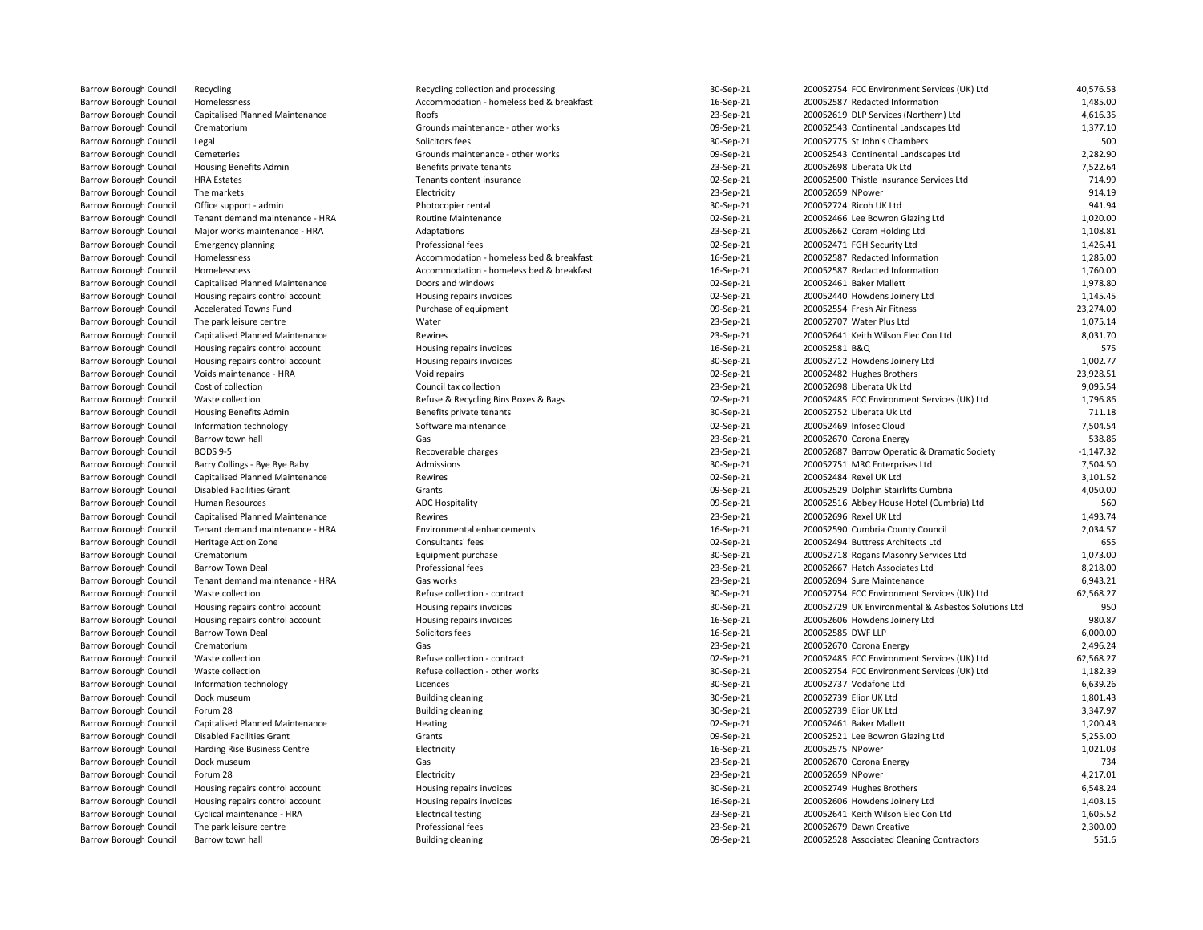| | | | | | | |
|---|---|---|---|---|---|---|
| Barrow Borough Council | Recycling | Recycling collection and processing | 30-Sep-21 | 200052754 | FCC Environment Services (UK) Ltd | 40,576.53 |
| Barrow Borough Council | Homelessness | Accommodation - homeless bed & breakfast | 16-Sep-21 | 200052587 | Redacted Information | 1,485.00 |
| Barrow Borough Council | Capitalised Planned Maintenance | Roofs | 23-Sep-21 | 200052619 | DLP Services (Northern) Ltd | 4,616.35 |
| Barrow Borough Council | Crematorium | Grounds maintenance - other works | 09-Sep-21 | 200052543 | Continental Landscapes Ltd | 1,377.10 |
| Barrow Borough Council | Legal | Solicitors fees | 30-Sep-21 | 200052775 | St John's Chambers | 500 |
| Barrow Borough Council | Cemeteries | Grounds maintenance - other works | 09-Sep-21 | 200052543 | Continental Landscapes Ltd | 2,282.90 |
| Barrow Borough Council | Housing Benefits Admin | Benefits private tenants | 23-Sep-21 | 200052698 | Liberata Uk Ltd | 7,522.64 |
| Barrow Borough Council | HRA Estates | Tenants content insurance | 02-Sep-21 | 200052500 | Thistle Insurance Services Ltd | 714.99 |
| Barrow Borough Council | The markets | Electricity | 23-Sep-21 | 200052659 | NPower | 914.19 |
| Barrow Borough Council | Office support - admin | Photocopier rental | 30-Sep-21 | 200052724 | Ricoh UK Ltd | 941.94 |
| Barrow Borough Council | Tenant demand maintenance - HRA | Routine Maintenance | 02-Sep-21 | 200052466 | Lee Bowron Glazing Ltd | 1,020.00 |
| Barrow Borough Council | Major works maintenance - HRA | Adaptations | 23-Sep-21 | 200052662 | Coram Holding Ltd | 1,108.81 |
| Barrow Borough Council | Emergency planning | Professional fees | 02-Sep-21 | 200052471 | FGH Security Ltd | 1,426.41 |
| Barrow Borough Council | Homelessness | Accommodation - homeless bed & breakfast | 16-Sep-21 | 200052587 | Redacted Information | 1,285.00 |
| Barrow Borough Council | Homelessness | Accommodation - homeless bed & breakfast | 16-Sep-21 | 200052587 | Redacted Information | 1,760.00 |
| Barrow Borough Council | Capitalised Planned Maintenance | Doors and windows | 02-Sep-21 | 200052461 | Baker Mallett | 1,978.80 |
| Barrow Borough Council | Housing repairs control account | Housing repairs invoices | 02-Sep-21 | 200052440 | Howdens Joinery Ltd | 1,145.45 |
| Barrow Borough Council | Accelerated Towns Fund | Purchase of equipment | 09-Sep-21 | 200052554 | Fresh Air Fitness | 23,274.00 |
| Barrow Borough Council | The park leisure centre | Water | 23-Sep-21 | 200052707 | Water Plus Ltd | 1,075.14 |
| Barrow Borough Council | Capitalised Planned Maintenance | Rewires | 23-Sep-21 | 200052641 | Keith Wilson Elec Con Ltd | 8,031.70 |
| Barrow Borough Council | Housing repairs control account | Housing repairs invoices | 16-Sep-21 | 200052581 | B&Q | 575 |
| Barrow Borough Council | Housing repairs control account | Housing repairs invoices | 30-Sep-21 | 200052712 | Howdens Joinery Ltd | 1,002.77 |
| Barrow Borough Council | Voids maintenance - HRA | Void repairs | 02-Sep-21 | 200052482 | Hughes Brothers | 23,928.51 |
| Barrow Borough Council | Cost of collection | Council tax collection | 23-Sep-21 | 200052698 | Liberata Uk Ltd | 9,095.54 |
| Barrow Borough Council | Waste collection | Refuse & Recycling Bins Boxes & Bags | 02-Sep-21 | 200052485 | FCC Environment Services (UK) Ltd | 1,796.86 |
| Barrow Borough Council | Housing Benefits Admin | Benefits private tenants | 30-Sep-21 | 200052752 | Liberata Uk Ltd | 711.18 |
| Barrow Borough Council | Information technology | Software maintenance | 02-Sep-21 | 200052469 | Infosec Cloud | 7,504.54 |
| Barrow Borough Council | Barrow town hall | Gas | 23-Sep-21 | 200052670 | Corona Energy | 538.86 |
| Barrow Borough Council | BODS 9-5 | Recoverable charges | 23-Sep-21 | 200052687 | Barrow Operatic & Dramatic Society | -1,147.32 |
| Barrow Borough Council | Barry Collings - Bye Bye Baby | Admissions | 30-Sep-21 | 200052751 | MRC Enterprises Ltd | 7,504.50 |
| Barrow Borough Council | Capitalised Planned Maintenance | Rewires | 02-Sep-21 | 200052484 | Rexel UK Ltd | 3,101.52 |
| Barrow Borough Council | Disabled Facilities Grant | Grants | 09-Sep-21 | 200052529 | Dolphin Stairlifts Cumbria | 4,050.00 |
| Barrow Borough Council | Human Resources | ADC Hospitality | 09-Sep-21 | 200052516 | Abbey House Hotel (Cumbria) Ltd | 560 |
| Barrow Borough Council | Capitalised Planned Maintenance | Rewires | 23-Sep-21 | 200052696 | Rexel UK Ltd | 1,493.74 |
| Barrow Borough Council | Tenant demand maintenance - HRA | Environmental enhancements | 16-Sep-21 | 200052590 | Cumbria County Council | 2,034.57 |
| Barrow Borough Council | Heritage Action Zone | Consultants' fees | 02-Sep-21 | 200052494 | Buttress Architects Ltd | 655 |
| Barrow Borough Council | Crematorium | Equipment purchase | 30-Sep-21 | 200052718 | Rogans Masonry Services Ltd | 1,073.00 |
| Barrow Borough Council | Barrow Town Deal | Professional fees | 23-Sep-21 | 200052667 | Hatch Associates Ltd | 8,218.00 |
| Barrow Borough Council | Tenant demand maintenance - HRA | Gas works | 23-Sep-21 | 200052694 | Sure Maintenance | 6,943.21 |
| Barrow Borough Council | Waste collection | Refuse collection - contract | 30-Sep-21 | 200052754 | FCC Environment Services (UK) Ltd | 62,568.27 |
| Barrow Borough Council | Housing repairs control account | Housing repairs invoices | 30-Sep-21 | 200052729 | UK Environmental & Asbestos Solutions Ltd | 950 |
| Barrow Borough Council | Housing repairs control account | Housing repairs invoices | 16-Sep-21 | 200052606 | Howdens Joinery Ltd | 980.87 |
| Barrow Borough Council | Barrow Town Deal | Solicitors fees | 16-Sep-21 | 200052585 | DWF LLP | 6,000.00 |
| Barrow Borough Council | Crematorium | Gas | 23-Sep-21 | 200052670 | Corona Energy | 2,496.24 |
| Barrow Borough Council | Waste collection | Refuse collection - contract | 02-Sep-21 | 200052485 | FCC Environment Services (UK) Ltd | 62,568.27 |
| Barrow Borough Council | Waste collection | Refuse collection - other works | 30-Sep-21 | 200052754 | FCC Environment Services (UK) Ltd | 1,182.39 |
| Barrow Borough Council | Information technology | Licences | 30-Sep-21 | 200052737 | Vodafone Ltd | 6,639.26 |
| Barrow Borough Council | Dock museum | Building cleaning | 30-Sep-21 | 200052739 | Elior UK Ltd | 1,801.43 |
| Barrow Borough Council | Forum 28 | Building cleaning | 30-Sep-21 | 200052739 | Elior UK Ltd | 3,347.97 |
| Barrow Borough Council | Capitalised Planned Maintenance | Heating | 02-Sep-21 | 200052461 | Baker Mallett | 1,200.43 |
| Barrow Borough Council | Disabled Facilities Grant | Grants | 09-Sep-21 | 200052521 | Lee Bowron Glazing Ltd | 5,255.00 |
| Barrow Borough Council | Harding Rise Business Centre | Electricity | 16-Sep-21 | 200052575 | NPower | 1,021.03 |
| Barrow Borough Council | Dock museum | Gas | 23-Sep-21 | 200052670 | Corona Energy | 734 |
| Barrow Borough Council | Forum 28 | Electricity | 23-Sep-21 | 200052659 | NPower | 4,217.01 |
| Barrow Borough Council | Housing repairs control account | Housing repairs invoices | 30-Sep-21 | 200052749 | Hughes Brothers | 6,548.24 |
| Barrow Borough Council | Housing repairs control account | Housing repairs invoices | 16-Sep-21 | 200052606 | Howdens Joinery Ltd | 1,403.15 |
| Barrow Borough Council | Cyclical maintenance - HRA | Electrical testing | 23-Sep-21 | 200052641 | Keith Wilson Elec Con Ltd | 1,605.52 |
| Barrow Borough Council | The park leisure centre | Professional fees | 23-Sep-21 | 200052679 | Dawn Creative | 2,300.00 |
| Barrow Borough Council | Barrow town hall | Building cleaning | 09-Sep-21 | 200052528 | Associated Cleaning Contractors | 551.6 |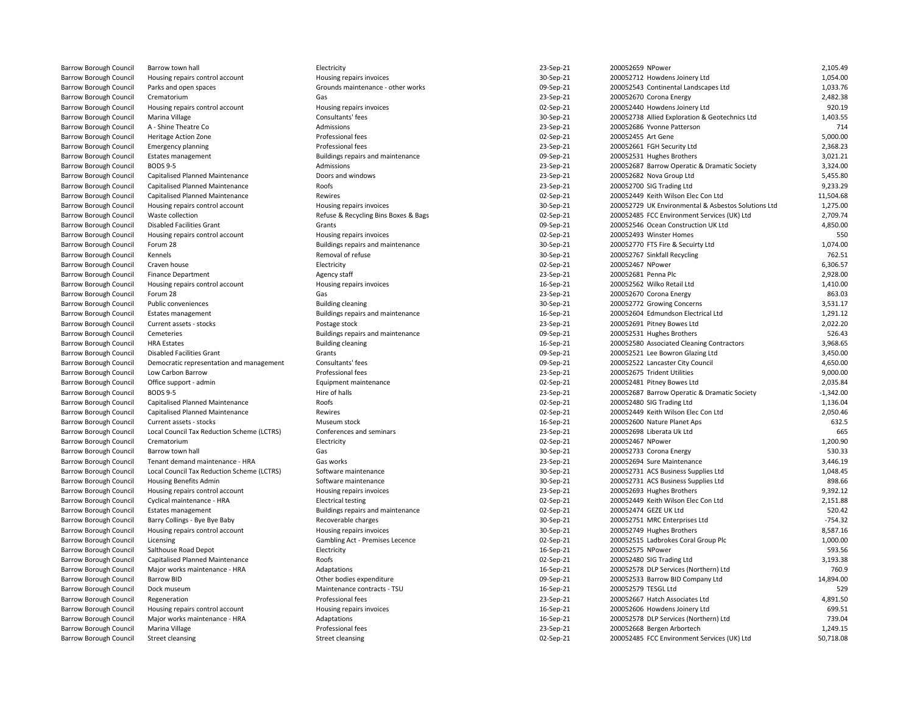| | | | | | | |
|---|---|---|---|---|---|---|
| Barrow Borough Council | Barrow town hall | Electricity | 23-Sep-21 | 200052659 | NPower | 2,105.49 |
| Barrow Borough Council | Housing repairs control account | Housing repairs invoices | 30-Sep-21 | 200052712 | Howdens Joinery Ltd | 1,054.00 |
| Barrow Borough Council | Parks and open spaces | Grounds maintenance - other works | 09-Sep-21 | 200052543 | Continental Landscapes Ltd | 1,033.76 |
| Barrow Borough Council | Crematorium | Gas | 23-Sep-21 | 200052670 | Corona Energy | 2,482.38 |
| Barrow Borough Council | Housing repairs control account | Housing repairs invoices | 02-Sep-21 | 200052440 | Howdens Joinery Ltd | 920.19 |
| Barrow Borough Council | Marina Village | Consultants' fees | 30-Sep-21 | 200052738 | Allied Exploration & Geotechnics Ltd | 1,403.55 |
| Barrow Borough Council | A - Shine Theatre Co | Admissions | 23-Sep-21 | 200052686 | Yvonne Patterson | 714 |
| Barrow Borough Council | Heritage Action Zone | Professional fees | 02-Sep-21 | 200052455 | Art Gene | 5,000.00 |
| Barrow Borough Council | Emergency planning | Professional fees | 23-Sep-21 | 200052661 | FGH Security Ltd | 2,368.23 |
| Barrow Borough Council | Estates management | Buildings repairs and maintenance | 09-Sep-21 | 200052531 | Hughes Brothers | 3,021.21 |
| Barrow Borough Council | BODS 9-5 | Admissions | 23-Sep-21 | 200052687 | Barrow Operatic & Dramatic Society | 3,324.00 |
| Barrow Borough Council | Capitalised Planned Maintenance | Doors and windows | 23-Sep-21 | 200052682 | Nova Group Ltd | 5,455.80 |
| Barrow Borough Council | Capitalised Planned Maintenance | Roofs | 23-Sep-21 | 200052700 | SIG Trading Ltd | 9,233.29 |
| Barrow Borough Council | Capitalised Planned Maintenance | Rewires | 02-Sep-21 | 200052449 | Keith Wilson Elec Con Ltd | 11,504.68 |
| Barrow Borough Council | Housing repairs control account | Housing repairs invoices | 30-Sep-21 | 200052729 | UK Environmental & Asbestos Solutions Ltd | 1,275.00 |
| Barrow Borough Council | Waste collection | Refuse & Recycling Bins Boxes & Bags | 02-Sep-21 | 200052485 | FCC Environment Services (UK) Ltd | 2,709.74 |
| Barrow Borough Council | Disabled Facilities Grant | Grants | 09-Sep-21 | 200052546 | Ocean Construction UK Ltd | 4,850.00 |
| Barrow Borough Council | Housing repairs control account | Housing repairs invoices | 02-Sep-21 | 200052493 | Winster Homes | 550 |
| Barrow Borough Council | Forum 28 | Buildings repairs and maintenance | 30-Sep-21 | 200052770 | FTS Fire & Secuirty Ltd | 1,074.00 |
| Barrow Borough Council | Kennels | Removal of refuse | 30-Sep-21 | 200052767 | Sinkfall Recycling | 762.51 |
| Barrow Borough Council | Craven house | Electricity | 02-Sep-21 | 200052467 | NPower | 6,306.57 |
| Barrow Borough Council | Finance Department | Agency staff | 23-Sep-21 | 200052681 | Penna Plc | 2,928.00 |
| Barrow Borough Council | Housing repairs control account | Housing repairs invoices | 16-Sep-21 | 200052562 | Wilko Retail Ltd | 1,410.00 |
| Barrow Borough Council | Forum 28 | Gas | 23-Sep-21 | 200052670 | Corona Energy | 863.03 |
| Barrow Borough Council | Public conveniences | Building cleaning | 30-Sep-21 | 200052772 | Growing Concerns | 3,531.17 |
| Barrow Borough Council | Estates management | Buildings repairs and maintenance | 16-Sep-21 | 200052604 | Edmundson Electrical Ltd | 1,291.12 |
| Barrow Borough Council | Current assets - stocks | Postage stock | 23-Sep-21 | 200052691 | Pitney Bowes Ltd | 2,022.20 |
| Barrow Borough Council | Cemeteries | Buildings repairs and maintenance | 09-Sep-21 | 200052531 | Hughes Brothers | 526.43 |
| Barrow Borough Council | HRA Estates | Building cleaning | 16-Sep-21 | 200052580 | Associated Cleaning Contractors | 3,968.65 |
| Barrow Borough Council | Disabled Facilities Grant | Grants | 09-Sep-21 | 200052521 | Lee Bowron Glazing Ltd | 3,450.00 |
| Barrow Borough Council | Democratic representation and management | Consultants' fees | 09-Sep-21 | 200052522 | Lancaster City Council | 4,650.00 |
| Barrow Borough Council | Low Carbon Barrow | Professional fees | 23-Sep-21 | 200052675 | Trident Utilities | 9,000.00 |
| Barrow Borough Council | Office support - admin | Equipment maintenance | 02-Sep-21 | 200052481 | Pitney Bowes Ltd | 2,035.84 |
| Barrow Borough Council | BODS 9-5 | Hire of halls | 23-Sep-21 | 200052687 | Barrow Operatic & Dramatic Society | -1,342.00 |
| Barrow Borough Council | Capitalised Planned Maintenance | Roofs | 02-Sep-21 | 200052480 | SIG Trading Ltd | 1,136.04 |
| Barrow Borough Council | Capitalised Planned Maintenance | Rewires | 02-Sep-21 | 200052449 | Keith Wilson Elec Con Ltd | 2,050.46 |
| Barrow Borough Council | Current assets - stocks | Museum stock | 16-Sep-21 | 200052600 | Nature Planet Aps | 632.5 |
| Barrow Borough Council | Local Council Tax Reduction Scheme (LCTRS) | Conferences and seminars | 23-Sep-21 | 200052698 | Liberata Uk Ltd | 665 |
| Barrow Borough Council | Crematorium | Electricity | 02-Sep-21 | 200052467 | NPower | 1,200.90 |
| Barrow Borough Council | Barrow town hall | Gas | 30-Sep-21 | 200052733 | Corona Energy | 530.33 |
| Barrow Borough Council | Tenant demand maintenance - HRA | Gas works | 23-Sep-21 | 200052694 | Sure Maintenance | 3,446.19 |
| Barrow Borough Council | Local Council Tax Reduction Scheme (LCTRS) | Software maintenance | 30-Sep-21 | 200052731 | ACS Business Supplies Ltd | 1,048.45 |
| Barrow Borough Council | Housing Benefits Admin | Software maintenance | 30-Sep-21 | 200052731 | ACS Business Supplies Ltd | 898.66 |
| Barrow Borough Council | Housing repairs control account | Housing repairs invoices | 23-Sep-21 | 200052693 | Hughes Brothers | 9,392.12 |
| Barrow Borough Council | Cyclical maintenance - HRA | Electrical testing | 02-Sep-21 | 200052449 | Keith Wilson Elec Con Ltd | 2,151.88 |
| Barrow Borough Council | Estates management | Buildings repairs and maintenance | 02-Sep-21 | 200052474 | GEZE UK Ltd | 520.42 |
| Barrow Borough Council | Barry Collings - Bye Bye Baby | Recoverable charges | 30-Sep-21 | 200052751 | MRC Enterprises Ltd | -754.32 |
| Barrow Borough Council | Housing repairs control account | Housing repairs invoices | 30-Sep-21 | 200052749 | Hughes Brothers | 8,587.16 |
| Barrow Borough Council | Licensing | Gambling Act - Premises Lecence | 02-Sep-21 | 200052515 | Ladbrokes Coral Group Plc | 1,000.00 |
| Barrow Borough Council | Salthouse Road Depot | Electricity | 16-Sep-21 | 200052575 | NPower | 593.56 |
| Barrow Borough Council | Capitalised Planned Maintenance | Roofs | 02-Sep-21 | 200052480 | SIG Trading Ltd | 3,193.38 |
| Barrow Borough Council | Major works maintenance - HRA | Adaptations | 16-Sep-21 | 200052578 | DLP Services (Northern) Ltd | 760.9 |
| Barrow Borough Council | Barrow BID | Other bodies expenditure | 09-Sep-21 | 200052533 | Barrow BID Company Ltd | 14,894.00 |
| Barrow Borough Council | Dock museum | Maintenance contracts - TSU | 16-Sep-21 | 200052579 | TESGL Ltd | 529 |
| Barrow Borough Council | Regeneration | Professional fees | 23-Sep-21 | 200052667 | Hatch Associates Ltd | 4,891.50 |
| Barrow Borough Council | Housing repairs control account | Housing repairs invoices | 16-Sep-21 | 200052606 | Howdens Joinery Ltd | 699.51 |
| Barrow Borough Council | Major works maintenance - HRA | Adaptations | 16-Sep-21 | 200052578 | DLP Services (Northern) Ltd | 739.04 |
| Barrow Borough Council | Marina Village | Professional fees | 23-Sep-21 | 200052668 | Bergen Arbortech | 1,249.15 |
| Barrow Borough Council | Street cleansing | Street cleansing | 02-Sep-21 | 200052485 | FCC Environment Services (UK) Ltd | 50,718.08 |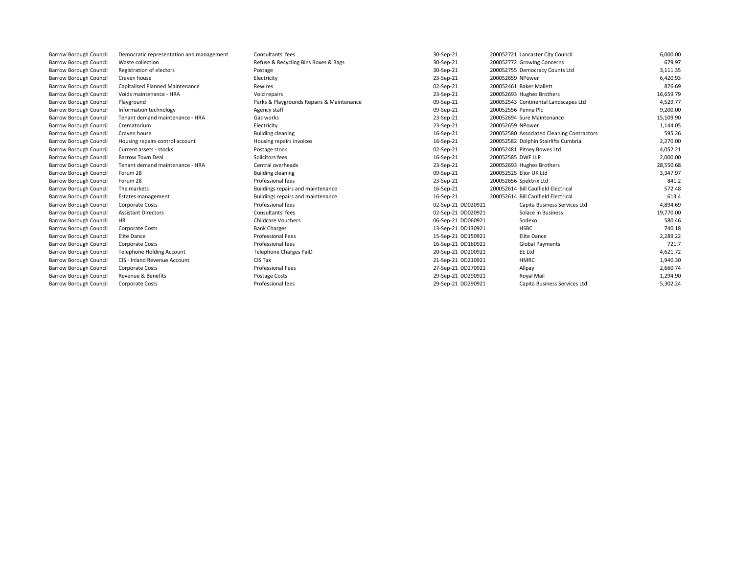| | | | | | | |
|---|---|---|---|---|---|---|
| Barrow Borough Council | Democratic representation and management | Consultants' fees | 30-Sep-21 | 200052721 | Lancaster City Council | 6,000.00 |
| Barrow Borough Council | Waste collection | Refuse & Recycling Bins Boxes & Bags | 30-Sep-21 | 200052772 | Growing Concerns | 679.97 |
| Barrow Borough Council | Registration of electors | Postage | 30-Sep-21 | 200052755 | Democracy Counts Ltd | 3,111.35 |
| Barrow Borough Council | Craven house | Electricity | 23-Sep-21 | 200052659 | NPower | 6,420.93 |
| Barrow Borough Council | Capitalised Planned Maintenance | Rewires | 02-Sep-21 | 200052461 | Baker Mallett | 876.69 |
| Barrow Borough Council | Voids maintenance - HRA | Void repairs | 23-Sep-21 | 200052693 | Hughes Brothers | 16,659.79 |
| Barrow Borough Council | Playground | Parks & Playgrounds Repairs & Maintenance | 09-Sep-21 | 200052543 | Continental Landscapes Ltd | 4,529.77 |
| Barrow Borough Council | Information technology | Agency staff | 09-Sep-21 | 200052556 | Penna Plc | 9,200.00 |
| Barrow Borough Council | Tenant demand maintenance - HRA | Gas works | 23-Sep-21 | 200052694 | Sure Maintenance | 15,109.90 |
| Barrow Borough Council | Crematorium | Electricity | 23-Sep-21 | 200052659 | NPower | 1,144.05 |
| Barrow Borough Council | Craven house | Building cleaning | 16-Sep-21 | 200052580 | Associated Cleaning Contractors | 595.26 |
| Barrow Borough Council | Housing repairs control account | Housing repairs invoices | 16-Sep-21 | 200052582 | Dolphin Stairlifts Cumbria | 2,270.00 |
| Barrow Borough Council | Current assets - stocks | Postage stock | 02-Sep-21 | 200052481 | Pitney Bowes Ltd | 4,052.21 |
| Barrow Borough Council | Barrow Town Deal | Solicitors fees | 16-Sep-21 | 200052585 | DWF LLP | 2,000.00 |
| Barrow Borough Council | Tenant demand maintenance - HRA | Central overheads | 23-Sep-21 | 200052693 | Hughes Brothers | 28,550.68 |
| Barrow Borough Council | Forum 28 | Building cleaning | 09-Sep-21 | 200052525 | Elior UK Ltd | 3,347.97 |
| Barrow Borough Council | Forum 28 | Professional fees | 23-Sep-21 | 200052656 | Spektrix Ltd | 841.2 |
| Barrow Borough Council | The markets | Buildings repairs and maintenance | 16-Sep-21 | 200052614 | Bill Caulfield Electrical | 572.48 |
| Barrow Borough Council | Estates management | Buildings repairs and maintenance | 16-Sep-21 | 200052614 | Bill Caulfield Electrical | 613.4 |
| Barrow Borough Council | Corporate Costs | Professional fees | 02-Sep-21 | DD020921 | Capita Business Services Ltd | 4,894.69 |
| Barrow Borough Council | Assistant Directors | Consultants' fees | 02-Sep-21 | DD020921 | Solace in Business | 19,770.00 |
| Barrow Borough Council | HR | Childcare Vouchers | 06-Sep-21 | DD060921 | Sodexo | 580.46 |
| Barrow Borough Council | Corporate Costs | Bank Charges | 13-Sep-21 | DD130921 | HSBC | 740.18 |
| Barrow Borough Council | Elite Dance | Professional Fees | 15-Sep-21 | DD150921 | Elite Dance | 2,289.22 |
| Barrow Borough Council | Corporate Costs | Professional fees | 16-Sep-21 | DD160921 | Global Payments | 721.7 |
| Barrow Borough Council | Telephone Holding Account | Telephone Charges PaiD | 20-Sep-21 | DD200921 | EE Ltd | 4,621.72 |
| Barrow Borough Council | CIS - Inland Revenue Account | CIS Tax | 21-Sep-21 | DD210921 | HMRC | 1,940.30 |
| Barrow Borough Council | Corporate Costs | Professional Fees | 27-Sep-21 | DD270921 | Allpay | 2,660.74 |
| Barrow Borough Council | Revenue & Benefits | Postage Costs | 29-Sep-21 | DD290921 | Royal Mail | 1,294.90 |
| Barrow Borough Council | Corporate Costs | Professional fees | 29-Sep-21 | DD290921 | Capita Business Services Ltd | 5,302.24 |